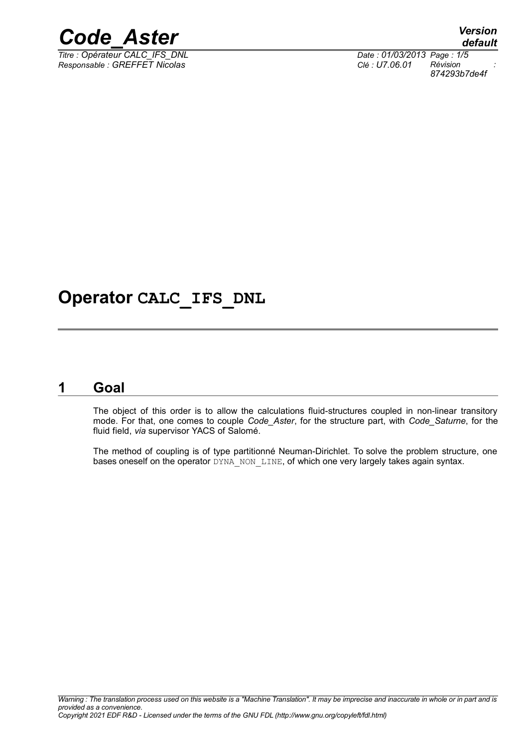# Operator CALC_IFS_DNL

## 1 Goal

The object of this order is to allow the calculations fluid-structures coupled in non-linear transitory mode. For that, one comes to couple *Code_Aster*, for the structure part, with *Code_Saturne*, for the fluid field, *via* supervisor YACS of Salomé.

The method of coupling is of type partitionné Neuman-Dirichlet. To solve the problem structure, one bases oneself on the operator DYNA_NON_LINE, of which one very largely takes again syntax.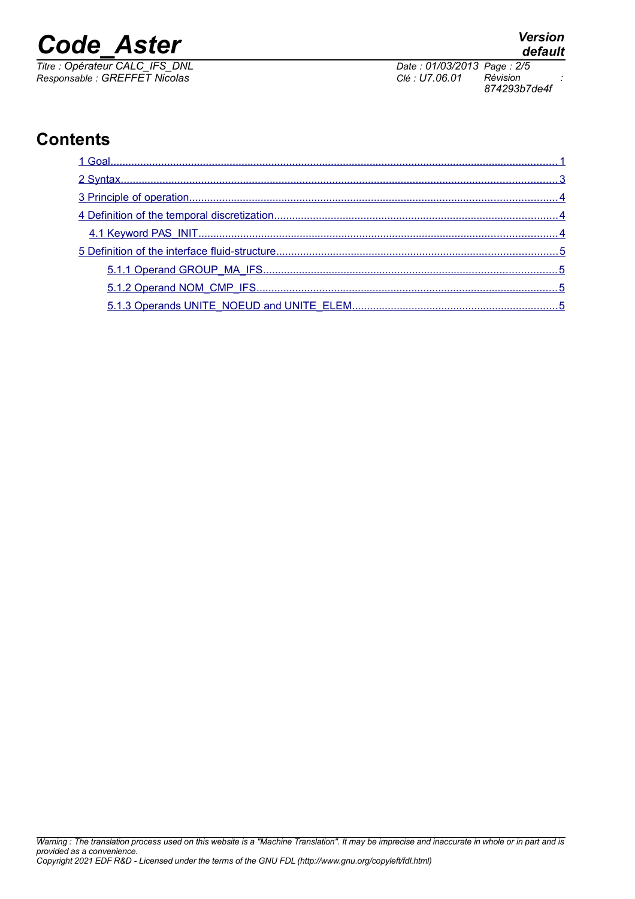## Contents

- 1 Goal........1
- 2 Syntax........3
- 3 Principle of operation........4
- 4 Definition of the temporal discretization........4
  - 4.1 Keyword PAS_INIT........4
- 5 Definition of the interface fluid-structure........5
    - 5.1.1 Operand GROUP_MA_IFS........5
    - 5.1.2 Operand NOM_CMP_IFS........5
    - 5.1.3 Operands UNITE_NOEUD and UNITE_ELEM........5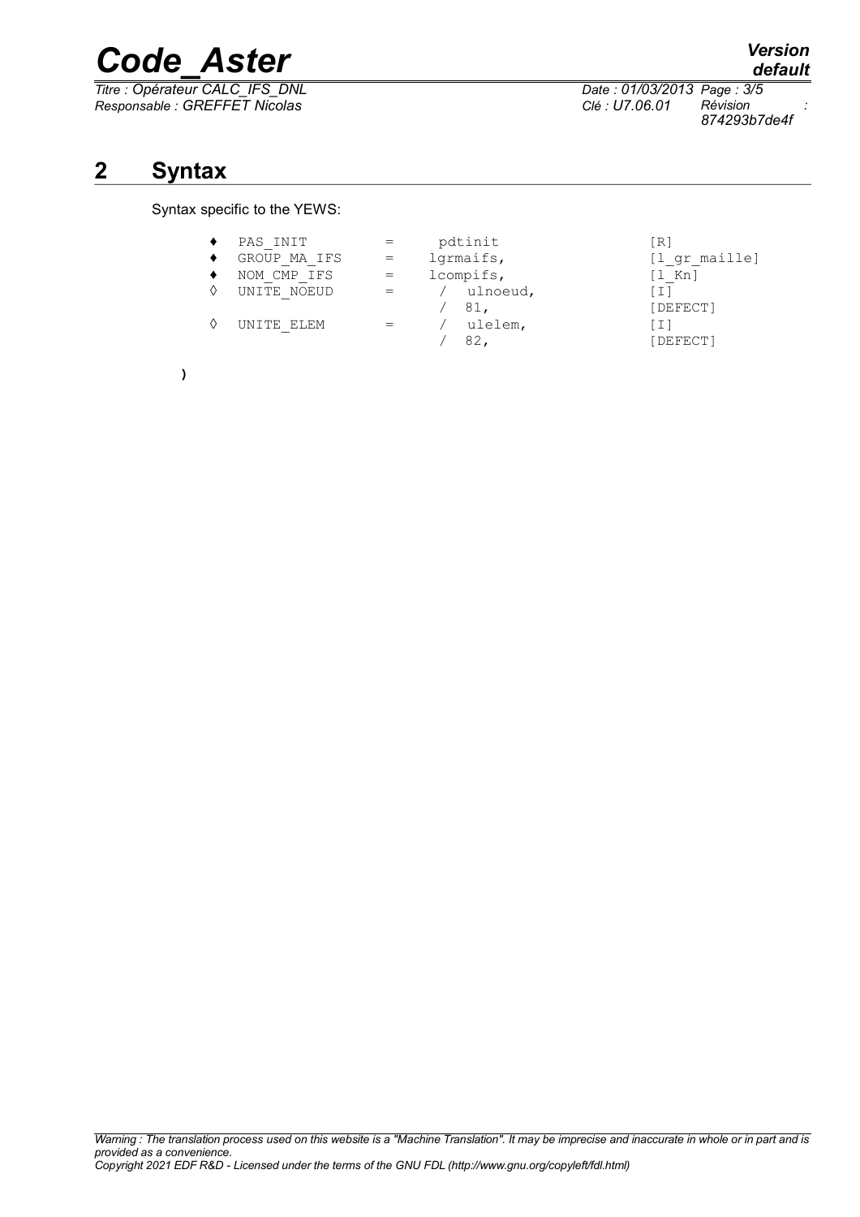## 2 Syntax

Syntax specific to the YEWS:

```
♦  PAS_INIT      =    pdtinit           [R]
♦  GROUP_MA_IFS  =    lgrmaifs,         [l_gr_maille]
♦  NOM_CMP_IFS   =    lcompifs,         [l_Kn]
◊  UNITE_NOEUD   =    /  ulnoeud,       [I]
                      /  81,            [DEFECT]
◊  UNITE_ELEM    =    /  ulelem,        [I]
                      /  82,            [DEFECT]

)
```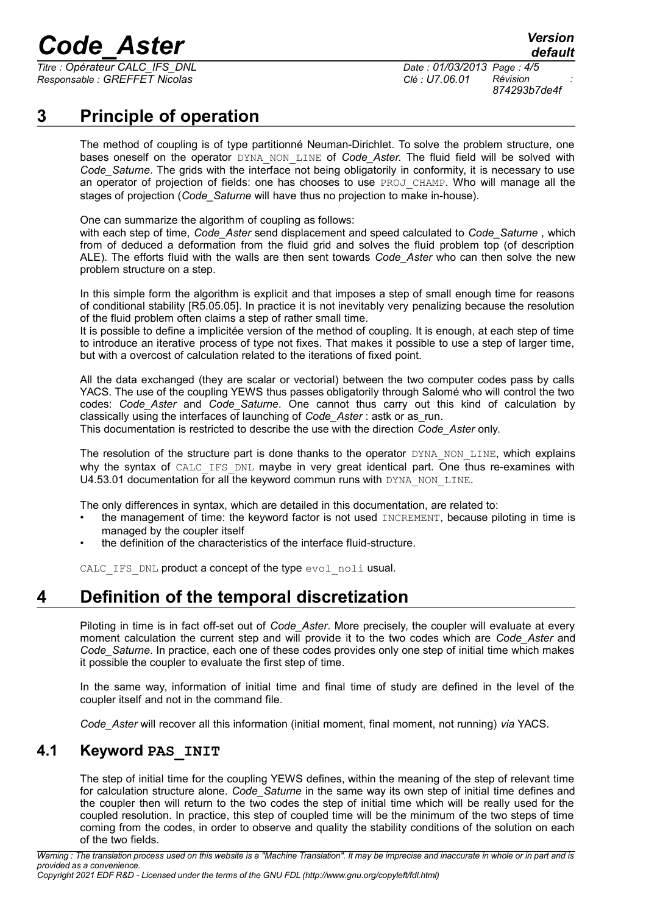# 3 Principle of operation

The method of coupling is of type partitionné Neuman-Dirichlet. To solve the problem structure, one bases oneself on the operator `DYNA_NON_LINE` of *Code_Aster*. The fluid field will be solved with *Code_Saturne*. The grids with the interface not being obligatorily in conformity, it is necessary to use an operator of projection of fields: one has chooses to use `PROJ_CHAMP`. Who will manage all the stages of projection (*Code_Saturne* will have thus no projection to make in-house).

One can summarize the algorithm of coupling as follows:
with each step of time, *Code_Aster* send displacement and speed calculated to *Code_Saturne* , which from of deduced a deformation from the fluid grid and solves the fluid problem top (of description ALE). The efforts fluid with the walls are then sent towards *Code_Aster* who can then solve the new problem structure on a step.

In this simple form the algorithm is explicit and that imposes a step of small enough time for reasons of conditional stability [R5.05.05]. In practice it is not inevitably very penalizing because the resolution of the fluid problem often claims a step of rather small time.
It is possible to define a implicitée version of the method of coupling. It is enough, at each step of time to introduce an iterative process of type not fixes. That makes it possible to use a step of larger time, but with a overcost of calculation related to the iterations of fixed point.

All the data exchanged (they are scalar or vectorial) between the two computer codes pass by calls YACS. The use of the coupling YEWS thus passes obligatorily through Salomé who will control the two codes: *Code_Aster* and *Code_Saturne*. One cannot thus carry out this kind of calculation by classically using the interfaces of launching of *Code_Aster* : astk or as_run.
This documentation is restricted to describe the use with the direction *Code_Aster* only.

The resolution of the structure part is done thanks to the operator `DYNA_NON_LINE`, which explains why the syntax of `CALC_IFS_DNL` maybe in very great identical part. One thus re-examines with U4.53.01 documentation for all the keyword commun runs with `DYNA_NON_LINE`.

The only differences in syntax, which are detailed in this documentation, are related to:

- the management of time: the keyword factor is not used `INCREMENT`, because piloting in time is managed by the coupler itself
- the definition of the characteristics of the interface fluid-structure.

`CALC_IFS_DNL` product a concept of the type `evol_noli` usual.

# 4 Definition of the temporal discretization

Piloting in time is in fact off-set out of *Code_Aster*. More precisely, the coupler will evaluate at every moment calculation the current step and will provide it to the two codes which are *Code_Aster* and *Code_Saturne*. In practice, each one of these codes provides only one step of initial time which makes it possible the coupler to evaluate the first step of time.

In the same way, information of initial time and final time of study are defined in the level of the coupler itself and not in the command file.

*Code_Aster* will recover all this information (initial moment, final moment, not running) *via* YACS.

## 4.1 Keyword PAS_INIT

The step of initial time for the coupling YEWS defines, within the meaning of the step of relevant time for calculation structure alone. *Code_Saturne* in the same way its own step of initial time defines and the coupler then will return to the two codes the step of initial time which will be really used for the coupled resolution. In practice, this step of coupled time will be the minimum of the two steps of time coming from the codes, in order to observe and quality the stability conditions of the solution on each of the two fields.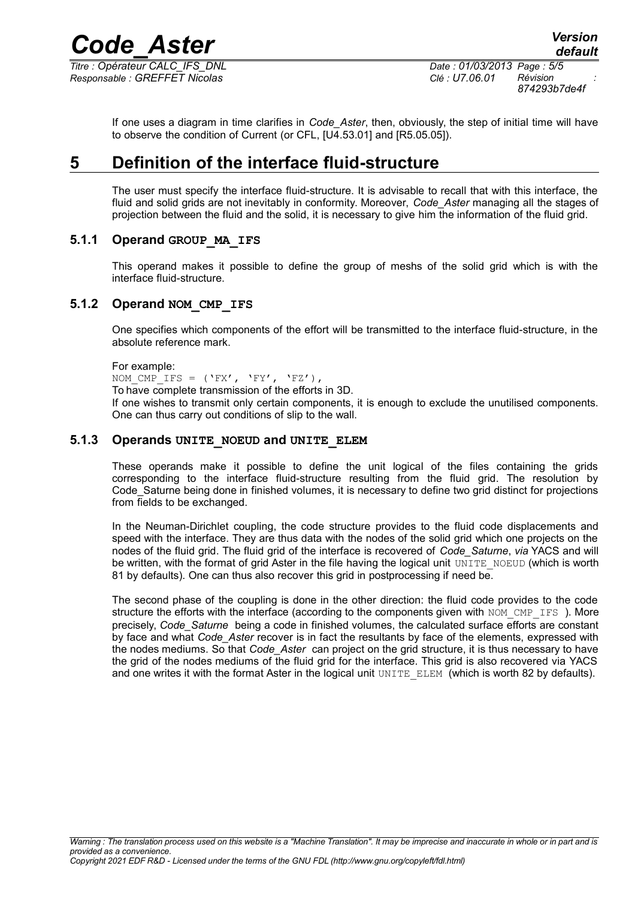If one uses a diagram in time clarifies in *Code_Aster*, then, obviously, the step of initial time will have to observe the condition of Current (or CFL, [U4.53.01] and [R5.05.05]).

# 5 Definition of the interface fluid-structure

The user must specify the interface fluid-structure. It is advisable to recall that with this interface, the fluid and solid grids are not inevitably in conformity. Moreover, *Code_Aster* managing all the stages of projection between the fluid and the solid, it is necessary to give him the information of the fluid grid.

### 5.1.1 Operand **GROUP_MA_IFS**

This operand makes it possible to define the group of meshs of the solid grid which is with the interface fluid-structure.

### 5.1.2 Operand **NOM_CMP_IFS**

One specifies which components of the effort will be transmitted to the interface fluid-structure, in the absolute reference mark.

For example:
`NOM_CMP_IFS = ('FX', 'FY', 'FZ'),`
To have complete transmission of the efforts in 3D.
If one wishes to transmit only certain components, it is enough to exclude the unutilised components. One can thus carry out conditions of slip to the wall.

### 5.1.3 Operands **UNITE_NOEUD** and **UNITE_ELEM**

These operands make it possible to define the unit logical of the files containing the grids corresponding to the interface fluid-structure resulting from the fluid grid. The resolution by Code_Saturne being done in finished volumes, it is necessary to define two grid distinct for projections from fields to be exchanged.

In the Neuman-Dirichlet coupling, the code structure provides to the fluid code displacements and speed with the interface. They are thus data with the nodes of the solid grid which one projects on the nodes of the fluid grid. The fluid grid of the interface is recovered of *Code_Saturne*, *via* YACS and will be written, with the format of grid Aster in the file having the logical unit `UNITE_NOEUD` (which is worth 81 by defaults). One can thus also recover this grid in postprocessing if need be.

The second phase of the coupling is done in the other direction: the fluid code provides to the code structure the efforts with the interface (according to the components given with `NOM_CMP_IFS` ). More precisely, *Code_Saturne* being a code in finished volumes, the calculated surface efforts are constant by face and what *Code_Aster* recover is in fact the resultants by face of the elements, expressed with the nodes mediums. So that *Code_Aster* can project on the grid structure, it is thus necessary to have the grid of the nodes mediums of the fluid grid for the interface. This grid is also recovered via YACS and one writes it with the format Aster in the logical unit `UNITE_ELEM` (which is worth 82 by defaults).